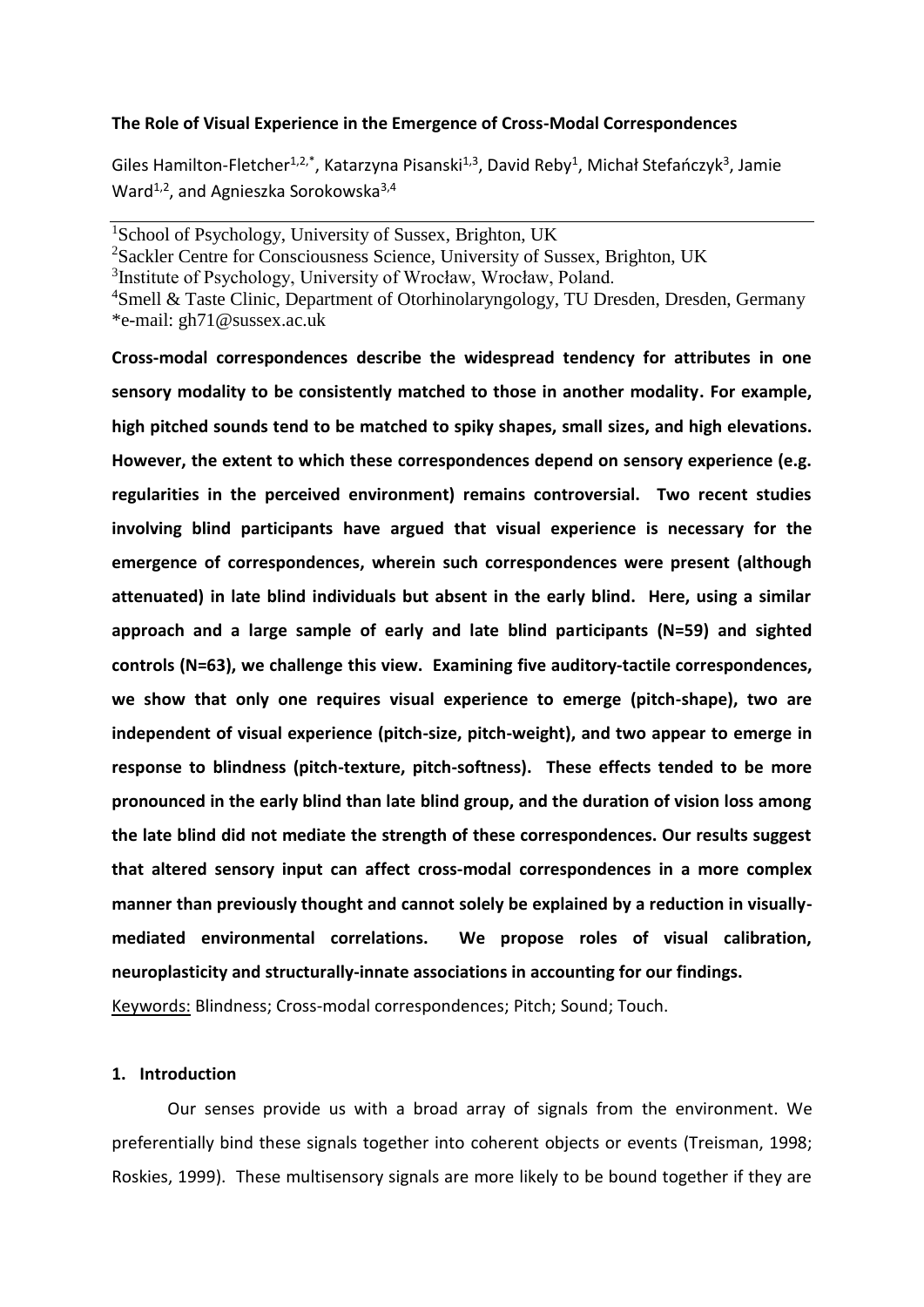**The Role of Visual Experience in the Emergence of Cross-Modal Correspondences**

Giles Hamilton-Fletcher[1,2,*], Katarzyna Pisanski[1,3], David Reby[1], Michał Stefańczyk[3], Jamie Ward[1,2], and Agnieszka Sorokowska[3,4]

[1]School of Psychology, University of Sussex, Brighton, UK
[2]Sackler Centre for Consciousness Science, University of Sussex, Brighton, UK
[3]Institute of Psychology, University of Wrocław, Wrocław, Poland.
[4]Smell & Taste Clinic, Department of Otorhinolaryngology, TU Dresden, Dresden, Germany
*e-mail: gh71@sussex.ac.uk

**Cross-modal correspondences describe the widespread tendency for attributes in one sensory modality to be consistently matched to those in another modality. For example, high pitched sounds tend to be matched to spiky shapes, small sizes, and high elevations. However, the extent to which these correspondences depend on sensory experience (e.g. regularities in the perceived environment) remains controversial. Two recent studies involving blind participants have argued that visual experience is necessary for the emergence of correspondences, wherein such correspondences were present (although attenuated) in late blind individuals but absent in the early blind. Here, using a similar approach and a large sample of early and late blind participants (N=59) and sighted controls (N=63), we challenge this view. Examining five auditory-tactile correspondences, we show that only one requires visual experience to emerge (pitch-shape), two are independent of visual experience (pitch-size, pitch-weight), and two appear to emerge in response to blindness (pitch-texture, pitch-softness). These effects tended to be more pronounced in the early blind than late blind group, and the duration of vision loss among the late blind did not mediate the strength of these correspondences. Our results suggest that altered sensory input can affect cross-modal correspondences in a more complex manner than previously thought and cannot solely be explained by a reduction in visually-mediated environmental correlations. We propose roles of visual calibration, neuroplasticity and structurally-innate associations in accounting for our findings.**

Keywords: Blindness; Cross-modal correspondences; Pitch; Sound; Touch.

## 1. Introduction

Our senses provide us with a broad array of signals from the environment. We preferentially bind these signals together into coherent objects or events (Treisman, 1998; Roskies, 1999). These multisensory signals are more likely to be bound together if they are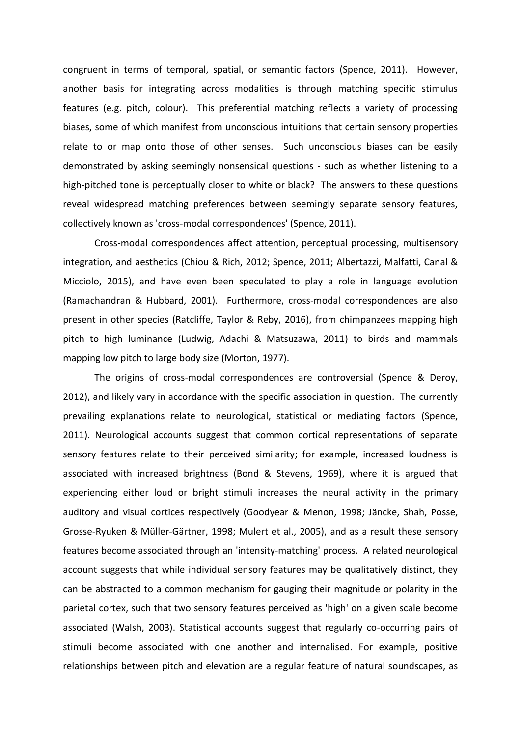congruent in terms of temporal, spatial, or semantic factors (Spence, 2011). However, another basis for integrating across modalities is through matching specific stimulus features (e.g. pitch, colour). This preferential matching reflects a variety of processing biases, some of which manifest from unconscious intuitions that certain sensory properties relate to or map onto those of other senses. Such unconscious biases can be easily demonstrated by asking seemingly nonsensical questions - such as whether listening to a high-pitched tone is perceptually closer to white or black? The answers to these questions reveal widespread matching preferences between seemingly separate sensory features, collectively known as 'cross-modal correspondences' (Spence, 2011).

Cross-modal correspondences affect attention, perceptual processing, multisensory integration, and aesthetics (Chiou & Rich, 2012; Spence, 2011; Albertazzi, Malfatti, Canal & Micciolo, 2015), and have even been speculated to play a role in language evolution (Ramachandran & Hubbard, 2001). Furthermore, cross-modal correspondences are also present in other species (Ratcliffe, Taylor & Reby, 2016), from chimpanzees mapping high pitch to high luminance (Ludwig, Adachi & Matsuzawa, 2011) to birds and mammals mapping low pitch to large body size (Morton, 1977).

The origins of cross-modal correspondences are controversial (Spence & Deroy, 2012), and likely vary in accordance with the specific association in question. The currently prevailing explanations relate to neurological, statistical or mediating factors (Spence, 2011). Neurological accounts suggest that common cortical representations of separate sensory features relate to their perceived similarity; for example, increased loudness is associated with increased brightness (Bond & Stevens, 1969), where it is argued that experiencing either loud or bright stimuli increases the neural activity in the primary auditory and visual cortices respectively (Goodyear & Menon, 1998; Jäncke, Shah, Posse, Grosse-Ryuken & Müller-Gärtner, 1998; Mulert et al., 2005), and as a result these sensory features become associated through an 'intensity-matching' process. A related neurological account suggests that while individual sensory features may be qualitatively distinct, they can be abstracted to a common mechanism for gauging their magnitude or polarity in the parietal cortex, such that two sensory features perceived as 'high' on a given scale become associated (Walsh, 2003). Statistical accounts suggest that regularly co-occurring pairs of stimuli become associated with one another and internalised. For example, positive relationships between pitch and elevation are a regular feature of natural soundscapes, as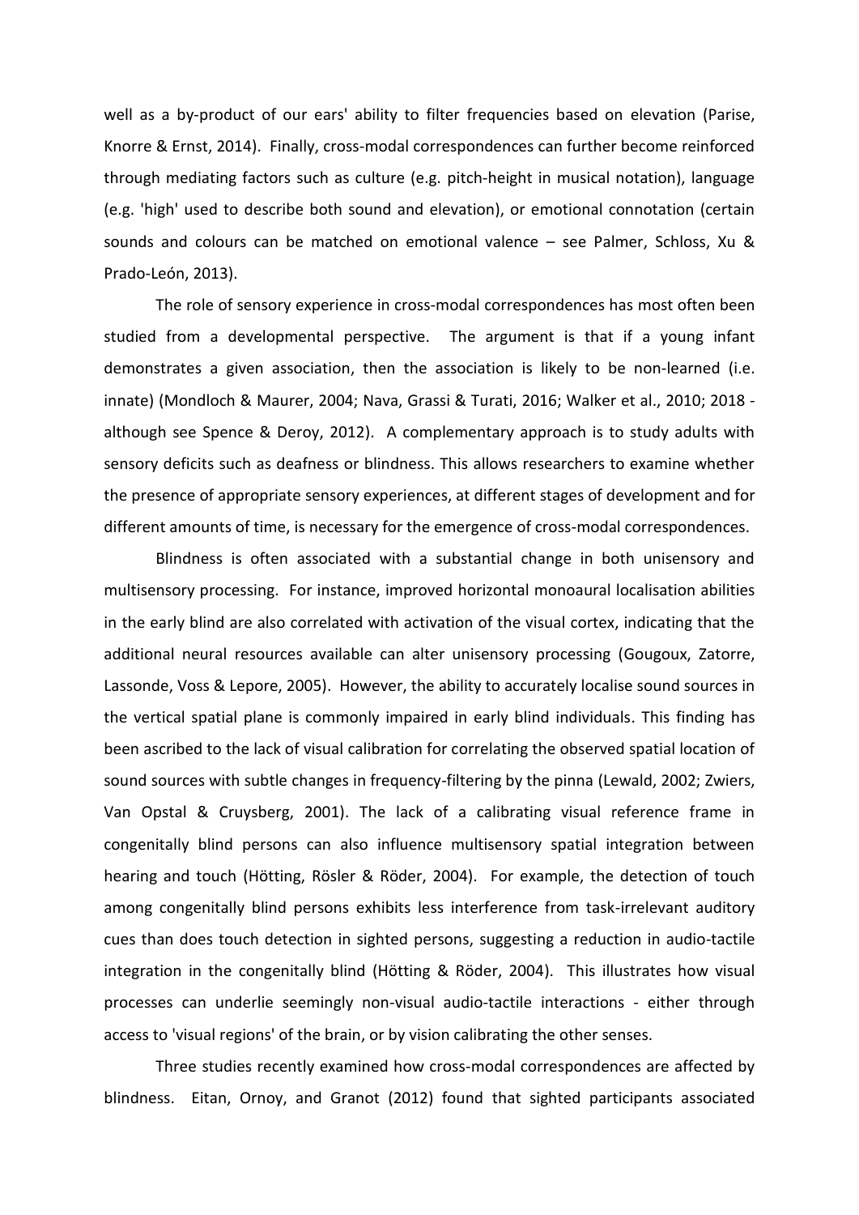well as a by-product of our ears' ability to filter frequencies based on elevation (Parise, Knorre & Ernst, 2014). Finally, cross-modal correspondences can further become reinforced through mediating factors such as culture (e.g. pitch-height in musical notation), language (e.g. 'high' used to describe both sound and elevation), or emotional connotation (certain sounds and colours can be matched on emotional valence – see Palmer, Schloss, Xu & Prado-León, 2013).

The role of sensory experience in cross-modal correspondences has most often been studied from a developmental perspective. The argument is that if a young infant demonstrates a given association, then the association is likely to be non-learned (i.e. innate) (Mondloch & Maurer, 2004; Nava, Grassi & Turati, 2016; Walker et al., 2010; 2018 - although see Spence & Deroy, 2012). A complementary approach is to study adults with sensory deficits such as deafness or blindness. This allows researchers to examine whether the presence of appropriate sensory experiences, at different stages of development and for different amounts of time, is necessary for the emergence of cross-modal correspondences.

Blindness is often associated with a substantial change in both unisensory and multisensory processing. For instance, improved horizontal monoaural localisation abilities in the early blind are also correlated with activation of the visual cortex, indicating that the additional neural resources available can alter unisensory processing (Gougoux, Zatorre, Lassonde, Voss & Lepore, 2005). However, the ability to accurately localise sound sources in the vertical spatial plane is commonly impaired in early blind individuals. This finding has been ascribed to the lack of visual calibration for correlating the observed spatial location of sound sources with subtle changes in frequency-filtering by the pinna (Lewald, 2002; Zwiers, Van Opstal & Cruysberg, 2001). The lack of a calibrating visual reference frame in congenitally blind persons can also influence multisensory spatial integration between hearing and touch (Hötting, Rösler & Röder, 2004). For example, the detection of touch among congenitally blind persons exhibits less interference from task-irrelevant auditory cues than does touch detection in sighted persons, suggesting a reduction in audio-tactile integration in the congenitally blind (Hötting & Röder, 2004). This illustrates how visual processes can underlie seemingly non-visual audio-tactile interactions - either through access to 'visual regions' of the brain, or by vision calibrating the other senses.

Three studies recently examined how cross-modal correspondences are affected by blindness. Eitan, Ornoy, and Granot (2012) found that sighted participants associated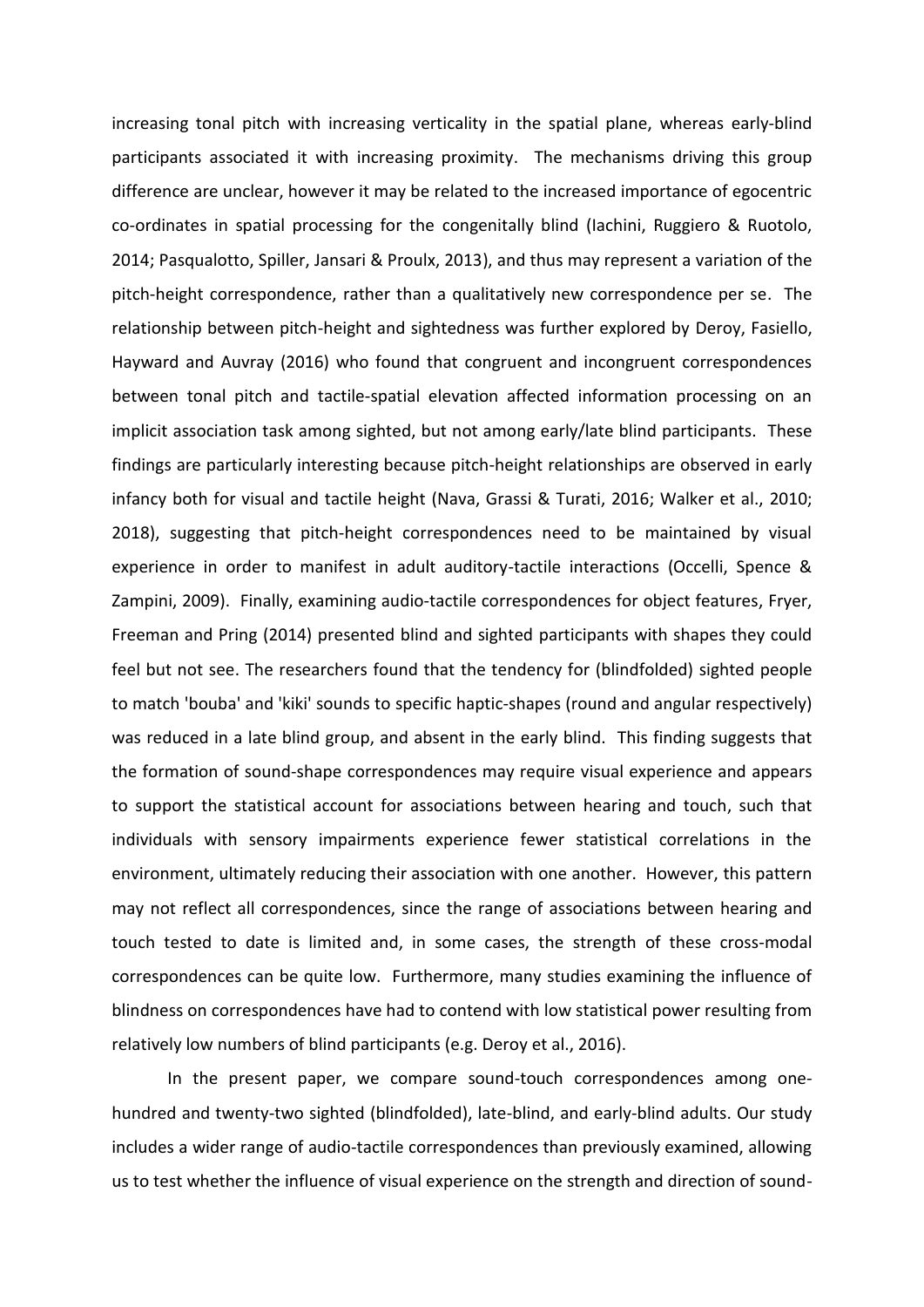increasing tonal pitch with increasing verticality in the spatial plane, whereas early-blind participants associated it with increasing proximity. The mechanisms driving this group difference are unclear, however it may be related to the increased importance of egocentric co-ordinates in spatial processing for the congenitally blind (Iachini, Ruggiero & Ruotolo, 2014; Pasqualotto, Spiller, Jansari & Proulx, 2013), and thus may represent a variation of the pitch-height correspondence, rather than a qualitatively new correspondence per se. The relationship between pitch-height and sightedness was further explored by Deroy, Fasiello, Hayward and Auvray (2016) who found that congruent and incongruent correspondences between tonal pitch and tactile-spatial elevation affected information processing on an implicit association task among sighted, but not among early/late blind participants. These findings are particularly interesting because pitch-height relationships are observed in early infancy both for visual and tactile height (Nava, Grassi & Turati, 2016; Walker et al., 2010; 2018), suggesting that pitch-height correspondences need to be maintained by visual experience in order to manifest in adult auditory-tactile interactions (Occelli, Spence & Zampini, 2009). Finally, examining audio-tactile correspondences for object features, Fryer, Freeman and Pring (2014) presented blind and sighted participants with shapes they could feel but not see. The researchers found that the tendency for (blindfolded) sighted people to match 'bouba' and 'kiki' sounds to specific haptic-shapes (round and angular respectively) was reduced in a late blind group, and absent in the early blind. This finding suggests that the formation of sound-shape correspondences may require visual experience and appears to support the statistical account for associations between hearing and touch, such that individuals with sensory impairments experience fewer statistical correlations in the environment, ultimately reducing their association with one another. However, this pattern may not reflect all correspondences, since the range of associations between hearing and touch tested to date is limited and, in some cases, the strength of these cross-modal correspondences can be quite low. Furthermore, many studies examining the influence of blindness on correspondences have had to contend with low statistical power resulting from relatively low numbers of blind participants (e.g. Deroy et al., 2016).

In the present paper, we compare sound-touch correspondences among one-hundred and twenty-two sighted (blindfolded), late-blind, and early-blind adults. Our study includes a wider range of audio-tactile correspondences than previously examined, allowing us to test whether the influence of visual experience on the strength and direction of sound-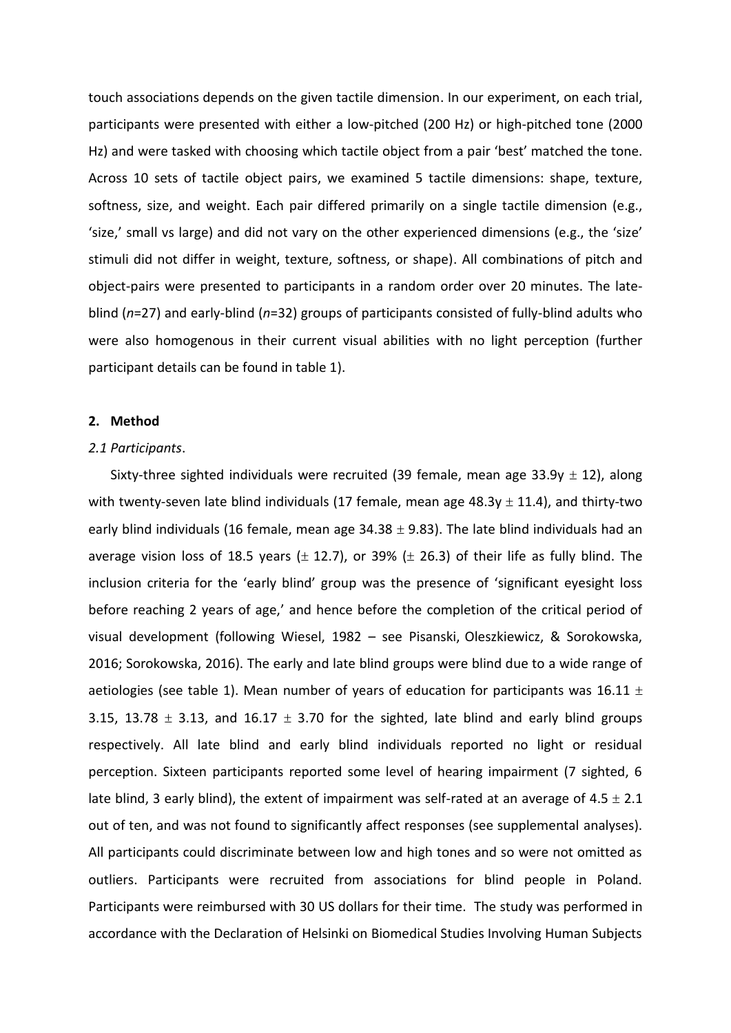touch associations depends on the given tactile dimension. In our experiment, on each trial, participants were presented with either a low-pitched (200 Hz) or high-pitched tone (2000 Hz) and were tasked with choosing which tactile object from a pair 'best' matched the tone. Across 10 sets of tactile object pairs, we examined 5 tactile dimensions: shape, texture, softness, size, and weight. Each pair differed primarily on a single tactile dimension (e.g., 'size,' small vs large) and did not vary on the other experienced dimensions (e.g., the 'size' stimuli did not differ in weight, texture, softness, or shape). All combinations of pitch and object-pairs were presented to participants in a random order over 20 minutes. The late-blind (*n*=27) and early-blind (*n*=32) groups of participants consisted of fully-blind adults who were also homogenous in their current visual abilities with no light perception (further participant details can be found in table 1).

## 2. Method

### *2.1 Participants*.

Sixty-three sighted individuals were recruited (39 female, mean age 33.9y $\pm$ 12), along with twenty-seven late blind individuals (17 female, mean age 48.3y $\pm$ 11.4), and thirty-two early blind individuals (16 female, mean age 34.38 $\pm$ 9.83). The late blind individuals had an average vision loss of 18.5 years ($\pm$ 12.7), or 39% ($\pm$ 26.3) of their life as fully blind. The inclusion criteria for the 'early blind' group was the presence of 'significant eyesight loss before reaching 2 years of age,' and hence before the completion of the critical period of visual development (following Wiesel, 1982 – see Pisanski, Oleszkiewicz, & Sorokowska, 2016; Sorokowska, 2016). The early and late blind groups were blind due to a wide range of aetiologies (see table 1). Mean number of years of education for participants was 16.11 $\pm$ 3.15, 13.78 $\pm$ 3.13, and 16.17 $\pm$ 3.70 for the sighted, late blind and early blind groups respectively. All late blind and early blind individuals reported no light or residual perception. Sixteen participants reported some level of hearing impairment (7 sighted, 6 late blind, 3 early blind), the extent of impairment was self-rated at an average of 4.5 $\pm$ 2.1 out of ten, and was not found to significantly affect responses (see supplemental analyses). All participants could discriminate between low and high tones and so were not omitted as outliers. Participants were recruited from associations for blind people in Poland. Participants were reimbursed with 30 US dollars for their time. The study was performed in accordance with the Declaration of Helsinki on Biomedical Studies Involving Human Subjects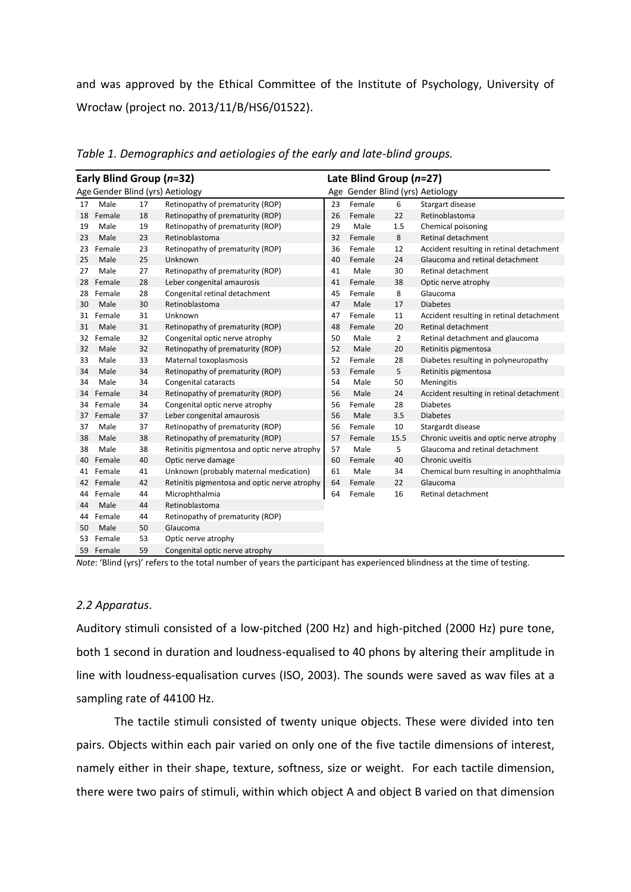and was approved by the Ethical Committee of the Institute of Psychology, University of Wrocław (project no. 2013/11/B/HS6/01522).

*Table 1. Demographics and aetiologies of the early and late-blind groups.*

| **Early Blind Group (*n*=32)** | | | | **Late Blind Group (*n*=27)** | | | |
|---|---|---|---|---|---|---|---|
| Age | Gender | Blind (yrs) | Aetiology | Age | Gender | Blind (yrs) | Aetiology |
| 17 | Male | 17 | Retinopathy of prematurity (ROP) | 23 | Female | 6 | Stargart disease |
| 18 | Female | 18 | Retinopathy of prematurity (ROP) | 26 | Female | 22 | Retinoblastoma |
| 19 | Male | 19 | Retinopathy of prematurity (ROP) | 29 | Male | 1.5 | Chemical poisoning |
| 23 | Male | 23 | Retinoblastoma | 32 | Female | 8 | Retinal detachment |
| 23 | Female | 23 | Retinopathy of prematurity (ROP) | 36 | Female | 12 | Accident resulting in retinal detachment |
| 25 | Male | 25 | Unknown | 40 | Female | 24 | Glaucoma and retinal detachment |
| 27 | Male | 27 | Retinopathy of prematurity (ROP) | 41 | Male | 30 | Retinal detachment |
| 28 | Female | 28 | Leber congenital amaurosis | 41 | Female | 38 | Optic nerve atrophy |
| 28 | Female | 28 | Congenital retinal detachment | 45 | Female | 8 | Glaucoma |
| 30 | Male | 30 | Retinoblastoma | 47 | Male | 17 | Diabetes |
| 31 | Female | 31 | Unknown | 47 | Female | 11 | Accident resulting in retinal detachment |
| 31 | Male | 31 | Retinopathy of prematurity (ROP) | 48 | Female | 20 | Retinal detachment |
| 32 | Female | 32 | Congenital optic nerve atrophy | 50 | Male | 2 | Retinal detachment and glaucoma |
| 32 | Male | 32 | Retinopathy of prematurity (ROP) | 52 | Male | 20 | Retinitis pigmentosa |
| 33 | Male | 33 | Maternal toxoplasmosis | 52 | Female | 28 | Diabetes resulting in polyneuropathy |
| 34 | Male | 34 | Retinopathy of prematurity (ROP) | 53 | Female | 5 | Retinitis pigmentosa |
| 34 | Male | 34 | Congenital cataracts | 54 | Male | 50 | Meningitis |
| 34 | Female | 34 | Retinopathy of prematurity (ROP) | 56 | Male | 24 | Accident resulting in retinal detachment |
| 34 | Female | 34 | Congenital optic nerve atrophy | 56 | Female | 28 | Diabetes |
| 37 | Female | 37 | Leber congenital amaurosis | 56 | Male | 3.5 | Diabetes |
| 37 | Male | 37 | Retinopathy of prematurity (ROP) | 56 | Female | 10 | Stargardt disease |
| 38 | Male | 38 | Retinopathy of prematurity (ROP) | 57 | Female | 15.5 | Chronic uveitis and optic nerve atrophy |
| 38 | Male | 38 | Retinitis pigmentosa and optic nerve atrophy | 57 | Male | 5 | Glaucoma and retinal detachment |
| 40 | Female | 40 | Optic nerve damage | 60 | Female | 40 | Chronic uveitis |
| 41 | Female | 41 | Unknown (probably maternal medication) | 61 | Male | 34 | Chemical burn resulting in anophthalmia |
| 42 | Female | 42 | Retinitis pigmentosa and optic nerve atrophy | 64 | Female | 22 | Glaucoma |
| 44 | Female | 44 | Microphthalmia | 64 | Female | 16 | Retinal detachment |
| 44 | Male | 44 | Retinoblastoma | | | | |
| 44 | Female | 44 | Retinopathy of prematurity (ROP) | | | | |
| 50 | Male | 50 | Glaucoma | | | | |
| 53 | Female | 53 | Optic nerve atrophy | | | | |
| 59 | Female | 59 | Congenital optic nerve atrophy | | | | |

*Note*: 'Blind (yrs)' refers to the total number of years the participant has experienced blindness at the time of testing.

### *2.2 Apparatus*.

Auditory stimuli consisted of a low-pitched (200 Hz) and high-pitched (2000 Hz) pure tone, both 1 second in duration and loudness-equalised to 40 phons by altering their amplitude in line with loudness-equalisation curves (ISO, 2003). The sounds were saved as wav files at a sampling rate of 44100 Hz.

The tactile stimuli consisted of twenty unique objects. These were divided into ten pairs. Objects within each pair varied on only one of the five tactile dimensions of interest, namely either in their shape, texture, softness, size or weight. For each tactile dimension, there were two pairs of stimuli, within which object A and object B varied on that dimension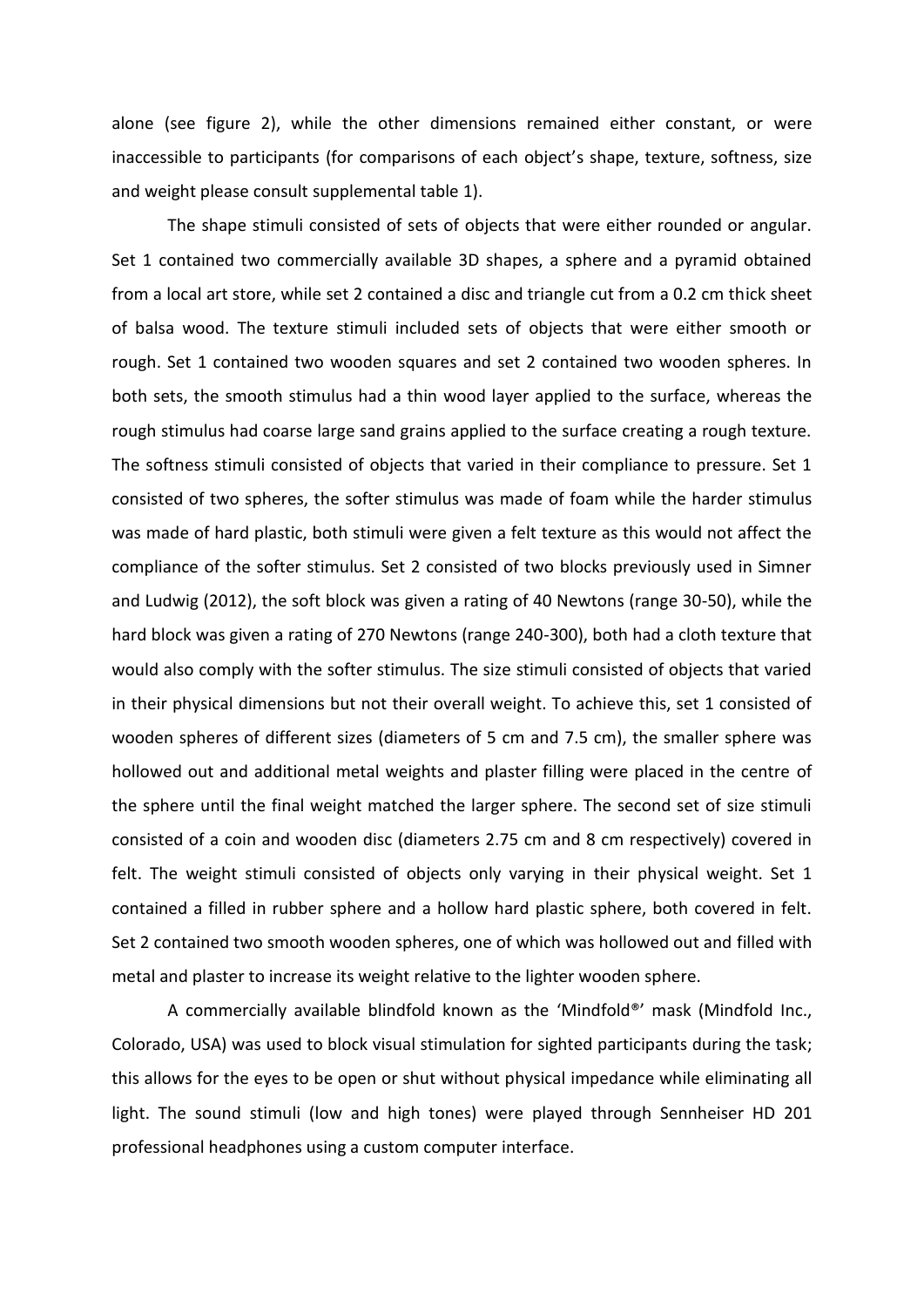alone (see figure 2), while the other dimensions remained either constant, or were inaccessible to participants (for comparisons of each object's shape, texture, softness, size and weight please consult supplemental table 1).

The shape stimuli consisted of sets of objects that were either rounded or angular. Set 1 contained two commercially available 3D shapes, a sphere and a pyramid obtained from a local art store, while set 2 contained a disc and triangle cut from a 0.2 cm thick sheet of balsa wood. The texture stimuli included sets of objects that were either smooth or rough. Set 1 contained two wooden squares and set 2 contained two wooden spheres. In both sets, the smooth stimulus had a thin wood layer applied to the surface, whereas the rough stimulus had coarse large sand grains applied to the surface creating a rough texture. The softness stimuli consisted of objects that varied in their compliance to pressure. Set 1 consisted of two spheres, the softer stimulus was made of foam while the harder stimulus was made of hard plastic, both stimuli were given a felt texture as this would not affect the compliance of the softer stimulus. Set 2 consisted of two blocks previously used in Simner and Ludwig (2012), the soft block was given a rating of 40 Newtons (range 30-50), while the hard block was given a rating of 270 Newtons (range 240-300), both had a cloth texture that would also comply with the softer stimulus. The size stimuli consisted of objects that varied in their physical dimensions but not their overall weight. To achieve this, set 1 consisted of wooden spheres of different sizes (diameters of 5 cm and 7.5 cm), the smaller sphere was hollowed out and additional metal weights and plaster filling were placed in the centre of the sphere until the final weight matched the larger sphere. The second set of size stimuli consisted of a coin and wooden disc (diameters 2.75 cm and 8 cm respectively) covered in felt. The weight stimuli consisted of objects only varying in their physical weight. Set 1 contained a filled in rubber sphere and a hollow hard plastic sphere, both covered in felt. Set 2 contained two smooth wooden spheres, one of which was hollowed out and filled with metal and plaster to increase its weight relative to the lighter wooden sphere.

A commercially available blindfold known as the 'Mindfold®' mask (Mindfold Inc., Colorado, USA) was used to block visual stimulation for sighted participants during the task; this allows for the eyes to be open or shut without physical impedance while eliminating all light. The sound stimuli (low and high tones) were played through Sennheiser HD 201 professional headphones using a custom computer interface.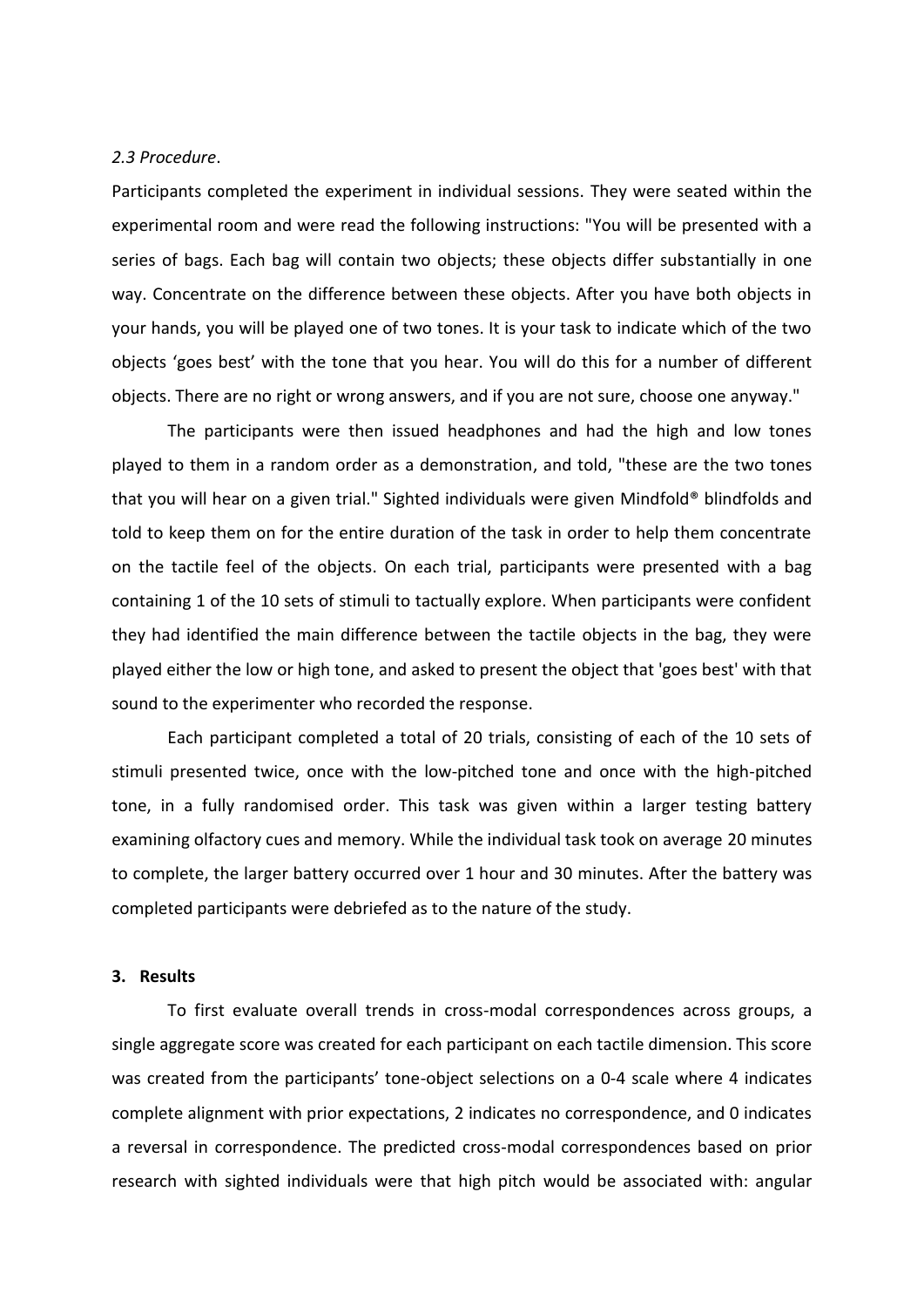*2.3 Procedure*.

Participants completed the experiment in individual sessions. They were seated within the experimental room and were read the following instructions: "You will be presented with a series of bags. Each bag will contain two objects; these objects differ substantially in one way. Concentrate on the difference between these objects. After you have both objects in your hands, you will be played one of two tones. It is your task to indicate which of the two objects 'goes best' with the tone that you hear. You will do this for a number of different objects. There are no right or wrong answers, and if you are not sure, choose one anyway."

The participants were then issued headphones and had the high and low tones played to them in a random order as a demonstration, and told, "these are the two tones that you will hear on a given trial." Sighted individuals were given Mindfold® blindfolds and told to keep them on for the entire duration of the task in order to help them concentrate on the tactile feel of the objects. On each trial, participants were presented with a bag containing 1 of the 10 sets of stimuli to tactually explore. When participants were confident they had identified the main difference between the tactile objects in the bag, they were played either the low or high tone, and asked to present the object that 'goes best' with that sound to the experimenter who recorded the response.

Each participant completed a total of 20 trials, consisting of each of the 10 sets of stimuli presented twice, once with the low-pitched tone and once with the high-pitched tone, in a fully randomised order. This task was given within a larger testing battery examining olfactory cues and memory. While the individual task took on average 20 minutes to complete, the larger battery occurred over 1 hour and 30 minutes. After the battery was completed participants were debriefed as to the nature of the study.

## 3. Results

To first evaluate overall trends in cross-modal correspondences across groups, a single aggregate score was created for each participant on each tactile dimension. This score was created from the participants' tone-object selections on a 0-4 scale where 4 indicates complete alignment with prior expectations, 2 indicates no correspondence, and 0 indicates a reversal in correspondence. The predicted cross-modal correspondences based on prior research with sighted individuals were that high pitch would be associated with: angular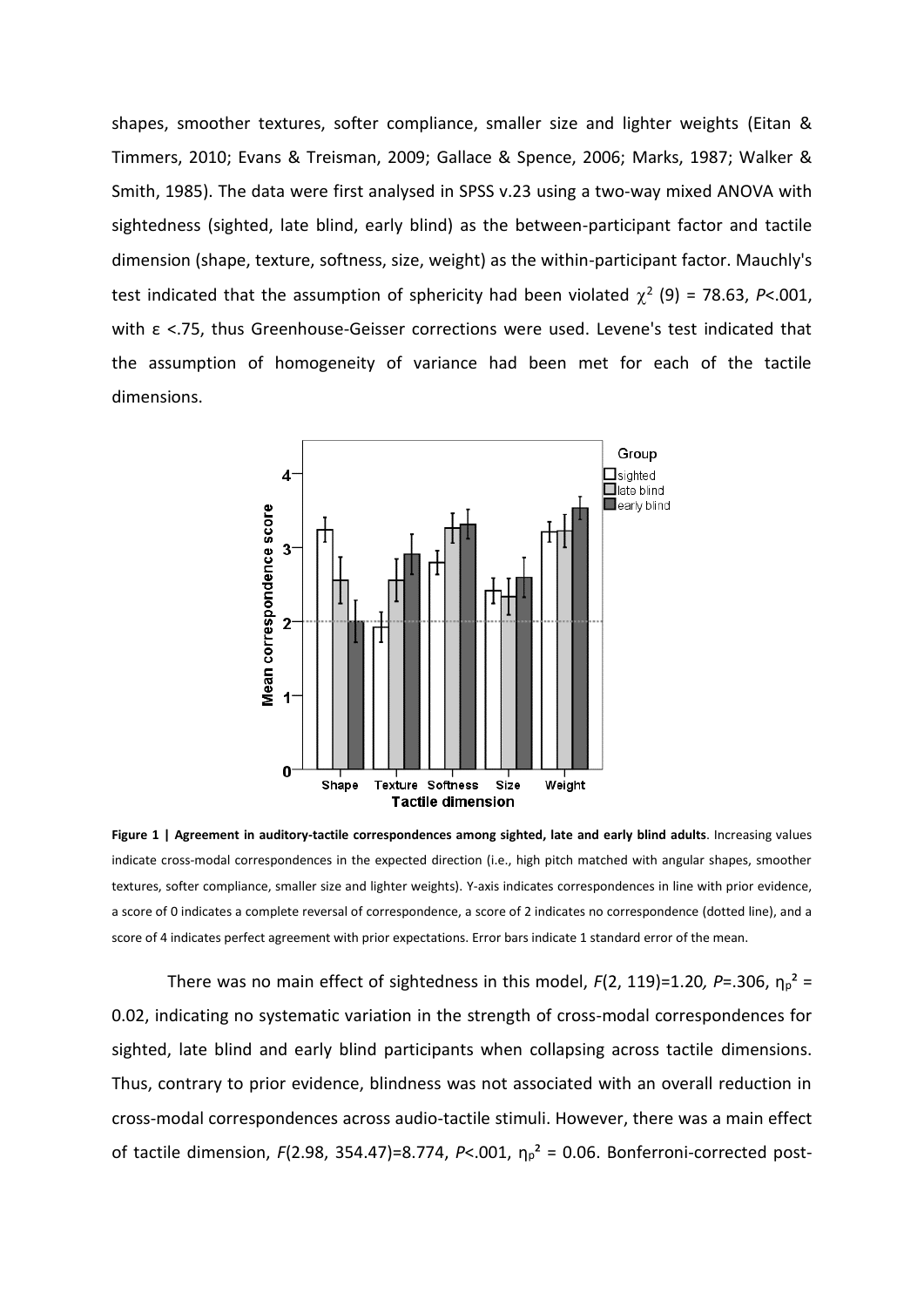shapes, smoother textures, softer compliance, smaller size and lighter weights (Eitan & Timmers, 2010; Evans & Treisman, 2009; Gallace & Spence, 2006; Marks, 1987; Walker & Smith, 1985). The data were first analysed in SPSS v.23 using a two-way mixed ANOVA with sightedness (sighted, late blind, early blind) as the between-participant factor and tactile dimension (shape, texture, softness, size, weight) as the within-participant factor. Mauchly's test indicated that the assumption of sphericity had been violated $\chi^2$ (9) = 78.63, $P$<.001, with ε <.75, thus Greenhouse-Geisser corrections were used. Levene's test indicated that the assumption of homogeneity of variance had been met for each of the tactile dimensions.

**Figure 1 | Agreement in auditory-tactile correspondences among sighted, late and early blind adults**. Increasing values indicate cross-modal correspondences in the expected direction (i.e., high pitch matched with angular shapes, smoother textures, softer compliance, smaller size and lighter weights). Y-axis indicates correspondences in line with prior evidence, a score of 0 indicates a complete reversal of correspondence, a score of 2 indicates no correspondence (dotted line), and a score of 4 indicates perfect agreement with prior expectations. Error bars indicate 1 standard error of the mean.

There was no main effect of sightedness in this model, $F(2, 119)=1.20$, $P$=.306, $\eta_p^2$ = 0.02, indicating no systematic variation in the strength of cross-modal correspondences for sighted, late blind and early blind participants when collapsing across tactile dimensions. Thus, contrary to prior evidence, blindness was not associated with an overall reduction in cross-modal correspondences across audio-tactile stimuli. However, there was a main effect of tactile dimension, $F(2.98, 354.47)=8.774$, $P$<.001, $\eta_p^2$ = 0.06. Bonferroni-corrected post-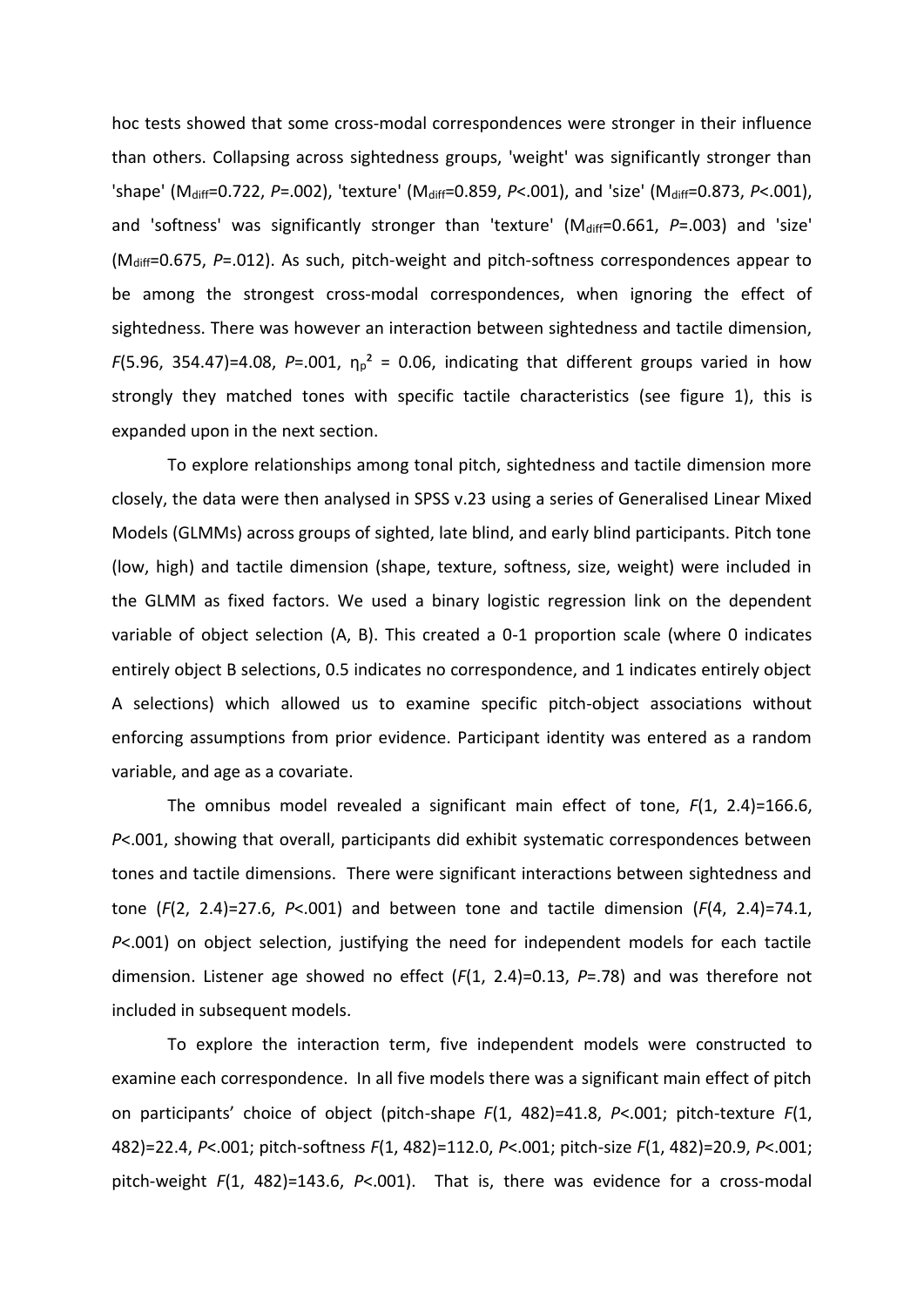hoc tests showed that some cross-modal correspondences were stronger in their influence than others. Collapsing across sightedness groups, 'weight' was significantly stronger than 'shape' ($M_{diff}$=0.722, *P*=.002), 'texture' ($M_{diff}$=0.859, *P*<.001), and 'size' ($M_{diff}$=0.873, *P*<.001), and 'softness' was significantly stronger than 'texture' ($M_{diff}$=0.661, *P*=.003) and 'size' ($M_{diff}$=0.675, *P*=.012). As such, pitch-weight and pitch-softness correspondences appear to be among the strongest cross-modal correspondences, when ignoring the effect of sightedness. There was however an interaction between sightedness and tactile dimension, $F(5.96, 354.47)=4.08$, $P=.001$, $\eta_p^2 = 0.06$, indicating that different groups varied in how strongly they matched tones with specific tactile characteristics (see figure 1), this is expanded upon in the next section.

To explore relationships among tonal pitch, sightedness and tactile dimension more closely, the data were then analysed in SPSS v.23 using a series of Generalised Linear Mixed Models (GLMMs) across groups of sighted, late blind, and early blind participants. Pitch tone (low, high) and tactile dimension (shape, texture, softness, size, weight) were included in the GLMM as fixed factors. We used a binary logistic regression link on the dependent variable of object selection (A, B). This created a 0-1 proportion scale (where 0 indicates entirely object B selections, 0.5 indicates no correspondence, and 1 indicates entirely object A selections) which allowed us to examine specific pitch-object associations without enforcing assumptions from prior evidence. Participant identity was entered as a random variable, and age as a covariate.

The omnibus model revealed a significant main effect of tone, $F(1, 2.4)=166.6$, $P<.001$, showing that overall, participants did exhibit systematic correspondences between tones and tactile dimensions. There were significant interactions between sightedness and tone ($F(2, 2.4)=27.6$, $P<.001$) and between tone and tactile dimension ($F(4, 2.4)=74.1$, $P<.001$) on object selection, justifying the need for independent models for each tactile dimension. Listener age showed no effect ($F(1, 2.4)=0.13$, $P=.78$) and was therefore not included in subsequent models.

To explore the interaction term, five independent models were constructed to examine each correspondence. In all five models there was a significant main effect of pitch on participants' choice of object (pitch-shape $F(1, 482)=41.8$, $P<.001$; pitch-texture $F(1, 482)=22.4$, $P<.001$; pitch-softness $F(1, 482)=112.0$, $P<.001$; pitch-size $F(1, 482)=20.9$, $P<.001$; pitch-weight $F(1, 482)=143.6$, $P<.001$). That is, there was evidence for a cross-modal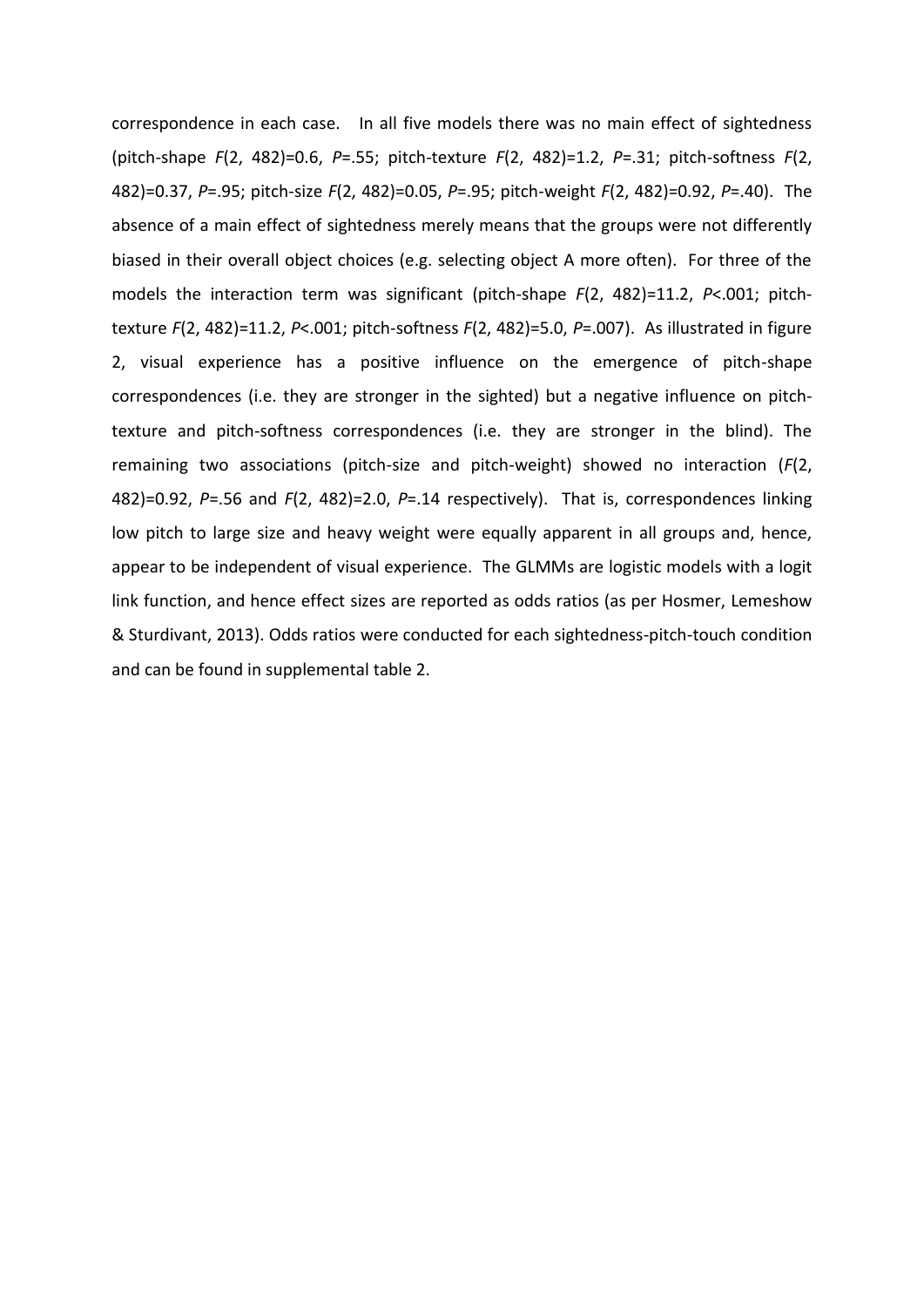correspondence in each case. In all five models there was no main effect of sightedness (pitch-shape $F(2, 482)=0.6$, $P=.55$; pitch-texture $F(2, 482)=1.2$, $P=.31$; pitch-softness $F(2, 482)=0.37$, $P=.95$; pitch-size $F(2, 482)=0.05$, $P=.95$; pitch-weight $F(2, 482)=0.92$, $P=.40$). The absence of a main effect of sightedness merely means that the groups were not differently biased in their overall object choices (e.g. selecting object A more often). For three of the models the interaction term was significant (pitch-shape $F(2, 482)=11.2$, $P<.001$; pitch-texture $F(2, 482)=11.2$, $P<.001$; pitch-softness $F(2, 482)=5.0$, $P=.007$). As illustrated in figure 2, visual experience has a positive influence on the emergence of pitch-shape correspondences (i.e. they are stronger in the sighted) but a negative influence on pitch-texture and pitch-softness correspondences (i.e. they are stronger in the blind). The remaining two associations (pitch-size and pitch-weight) showed no interaction ($F(2, 482)=0.92$, $P=.56$ and $F(2, 482)=2.0$, $P=.14$ respectively). That is, correspondences linking low pitch to large size and heavy weight were equally apparent in all groups and, hence, appear to be independent of visual experience. The GLMMs are logistic models with a logit link function, and hence effect sizes are reported as odds ratios (as per Hosmer, Lemeshow & Sturdivant, 2013). Odds ratios were conducted for each sightedness-pitch-touch condition and can be found in supplemental table 2.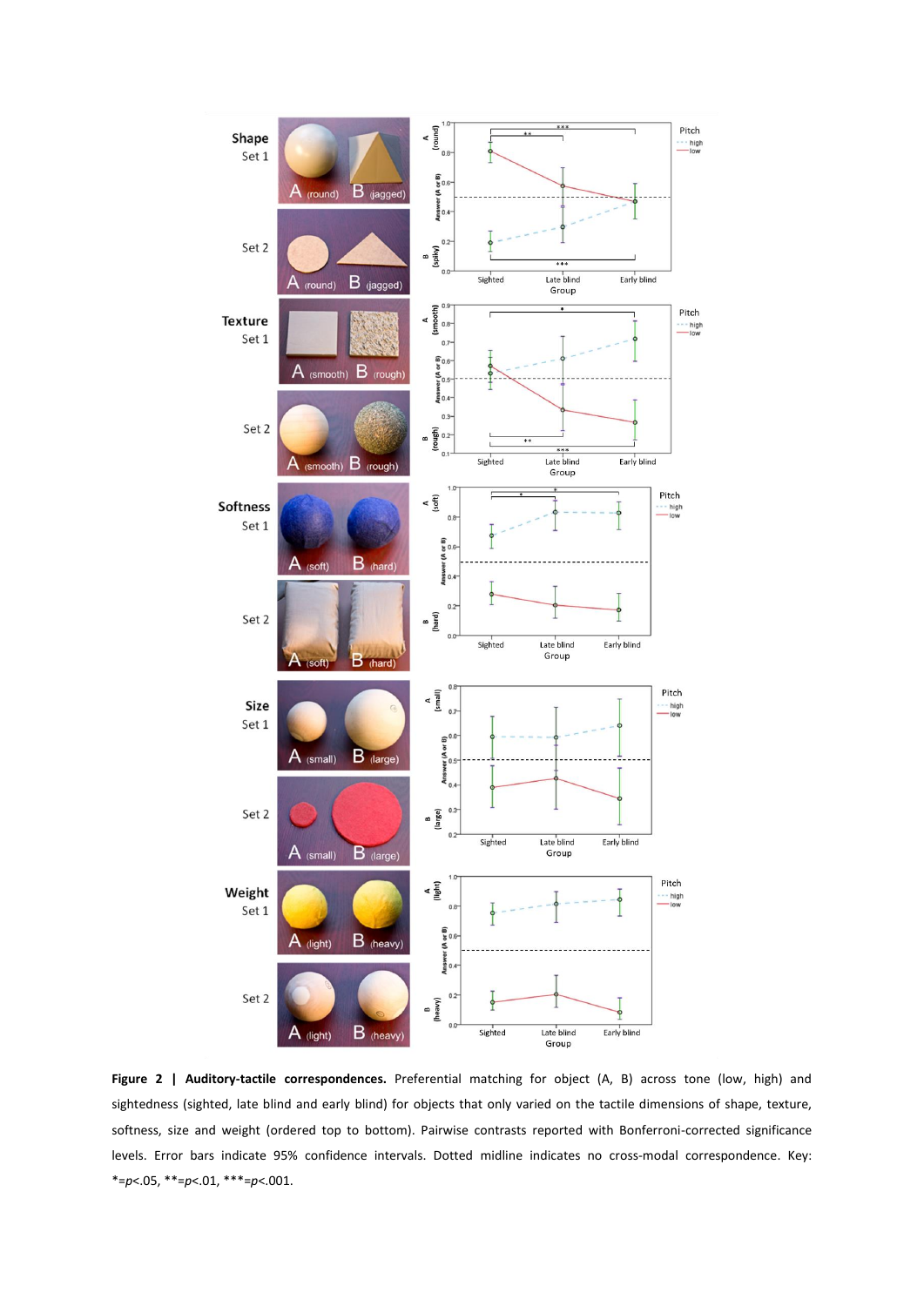**Figure 2 | Auditory-tactile correspondences.** Preferential matching for object (A, B) across tone (low, high) and sightedness (sighted, late blind and early blind) for objects that only varied on the tactile dimensions of shape, texture, softness, size and weight (ordered top to bottom). Pairwise contrasts reported with Bonferroni-corrected significance levels. Error bars indicate 95% confidence intervals. Dotted midline indicates no cross-modal correspondence. Key: *=$p$<.05, **=$p$<.01, ***=$p$<.001.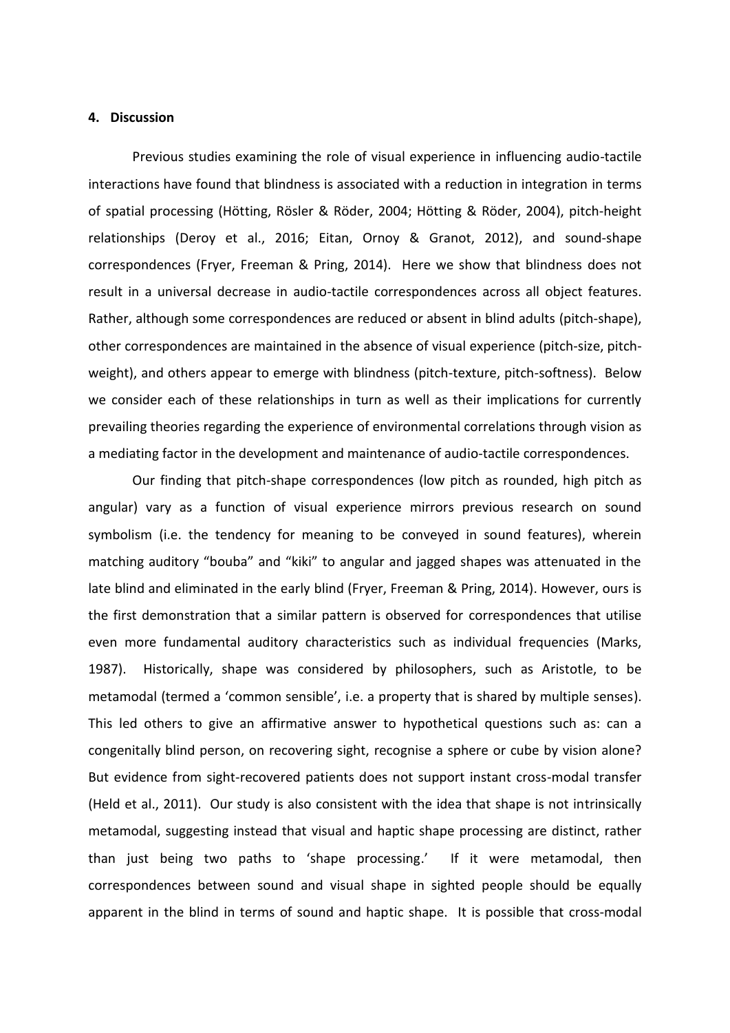## 4. Discussion

Previous studies examining the role of visual experience in influencing audio-tactile interactions have found that blindness is associated with a reduction in integration in terms of spatial processing (Hötting, Rösler & Röder, 2004; Hötting & Röder, 2004), pitch-height relationships (Deroy et al., 2016; Eitan, Ornoy & Granot, 2012), and sound-shape correspondences (Fryer, Freeman & Pring, 2014). Here we show that blindness does not result in a universal decrease in audio-tactile correspondences across all object features. Rather, although some correspondences are reduced or absent in blind adults (pitch-shape), other correspondences are maintained in the absence of visual experience (pitch-size, pitch-weight), and others appear to emerge with blindness (pitch-texture, pitch-softness). Below we consider each of these relationships in turn as well as their implications for currently prevailing theories regarding the experience of environmental correlations through vision as a mediating factor in the development and maintenance of audio-tactile correspondences.

Our finding that pitch-shape correspondences (low pitch as rounded, high pitch as angular) vary as a function of visual experience mirrors previous research on sound symbolism (i.e. the tendency for meaning to be conveyed in sound features), wherein matching auditory "bouba" and "kiki" to angular and jagged shapes was attenuated in the late blind and eliminated in the early blind (Fryer, Freeman & Pring, 2014). However, ours is the first demonstration that a similar pattern is observed for correspondences that utilise even more fundamental auditory characteristics such as individual frequencies (Marks, 1987). Historically, shape was considered by philosophers, such as Aristotle, to be metamodal (termed a 'common sensible', i.e. a property that is shared by multiple senses). This led others to give an affirmative answer to hypothetical questions such as: can a congenitally blind person, on recovering sight, recognise a sphere or cube by vision alone? But evidence from sight-recovered patients does not support instant cross-modal transfer (Held et al., 2011). Our study is also consistent with the idea that shape is not intrinsically metamodal, suggesting instead that visual and haptic shape processing are distinct, rather than just being two paths to 'shape processing.' If it were metamodal, then correspondences between sound and visual shape in sighted people should be equally apparent in the blind in terms of sound and haptic shape. It is possible that cross-modal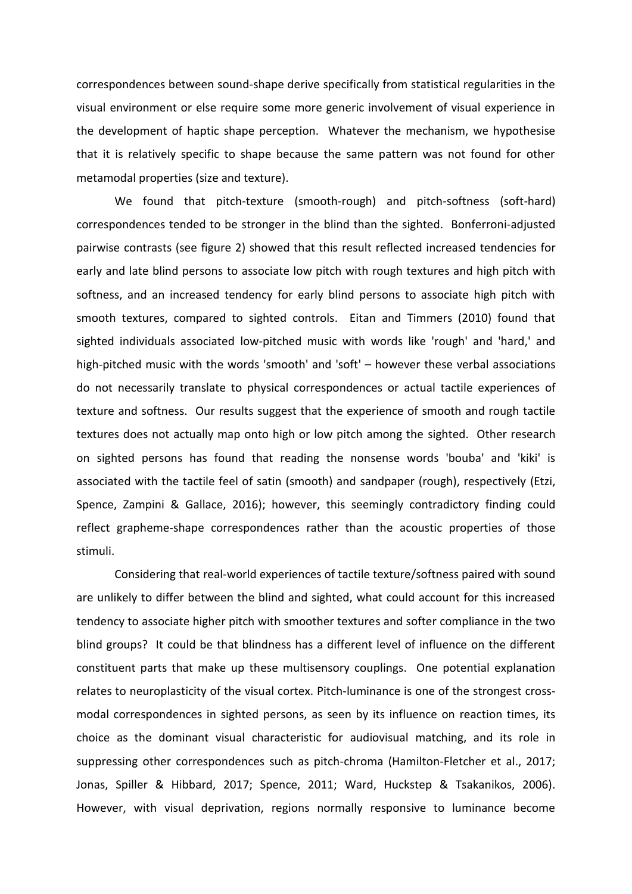correspondences between sound-shape derive specifically from statistical regularities in the visual environment or else require some more generic involvement of visual experience in the development of haptic shape perception. Whatever the mechanism, we hypothesise that it is relatively specific to shape because the same pattern was not found for other metamodal properties (size and texture).

We found that pitch-texture (smooth-rough) and pitch-softness (soft-hard) correspondences tended to be stronger in the blind than the sighted. Bonferroni-adjusted pairwise contrasts (see figure 2) showed that this result reflected increased tendencies for early and late blind persons to associate low pitch with rough textures and high pitch with softness, and an increased tendency for early blind persons to associate high pitch with smooth textures, compared to sighted controls. Eitan and Timmers (2010) found that sighted individuals associated low-pitched music with words like 'rough' and 'hard,' and high-pitched music with the words 'smooth' and 'soft' – however these verbal associations do not necessarily translate to physical correspondences or actual tactile experiences of texture and softness. Our results suggest that the experience of smooth and rough tactile textures does not actually map onto high or low pitch among the sighted. Other research on sighted persons has found that reading the nonsense words 'bouba' and 'kiki' is associated with the tactile feel of satin (smooth) and sandpaper (rough), respectively (Etzi, Spence, Zampini & Gallace, 2016); however, this seemingly contradictory finding could reflect grapheme-shape correspondences rather than the acoustic properties of those stimuli.

Considering that real-world experiences of tactile texture/softness paired with sound are unlikely to differ between the blind and sighted, what could account for this increased tendency to associate higher pitch with smoother textures and softer compliance in the two blind groups? It could be that blindness has a different level of influence on the different constituent parts that make up these multisensory couplings. One potential explanation relates to neuroplasticity of the visual cortex. Pitch-luminance is one of the strongest cross-modal correspondences in sighted persons, as seen by its influence on reaction times, its choice as the dominant visual characteristic for audiovisual matching, and its role in suppressing other correspondences such as pitch-chroma (Hamilton-Fletcher et al., 2017; Jonas, Spiller & Hibbard, 2017; Spence, 2011; Ward, Huckstep & Tsakanikos, 2006). However, with visual deprivation, regions normally responsive to luminance become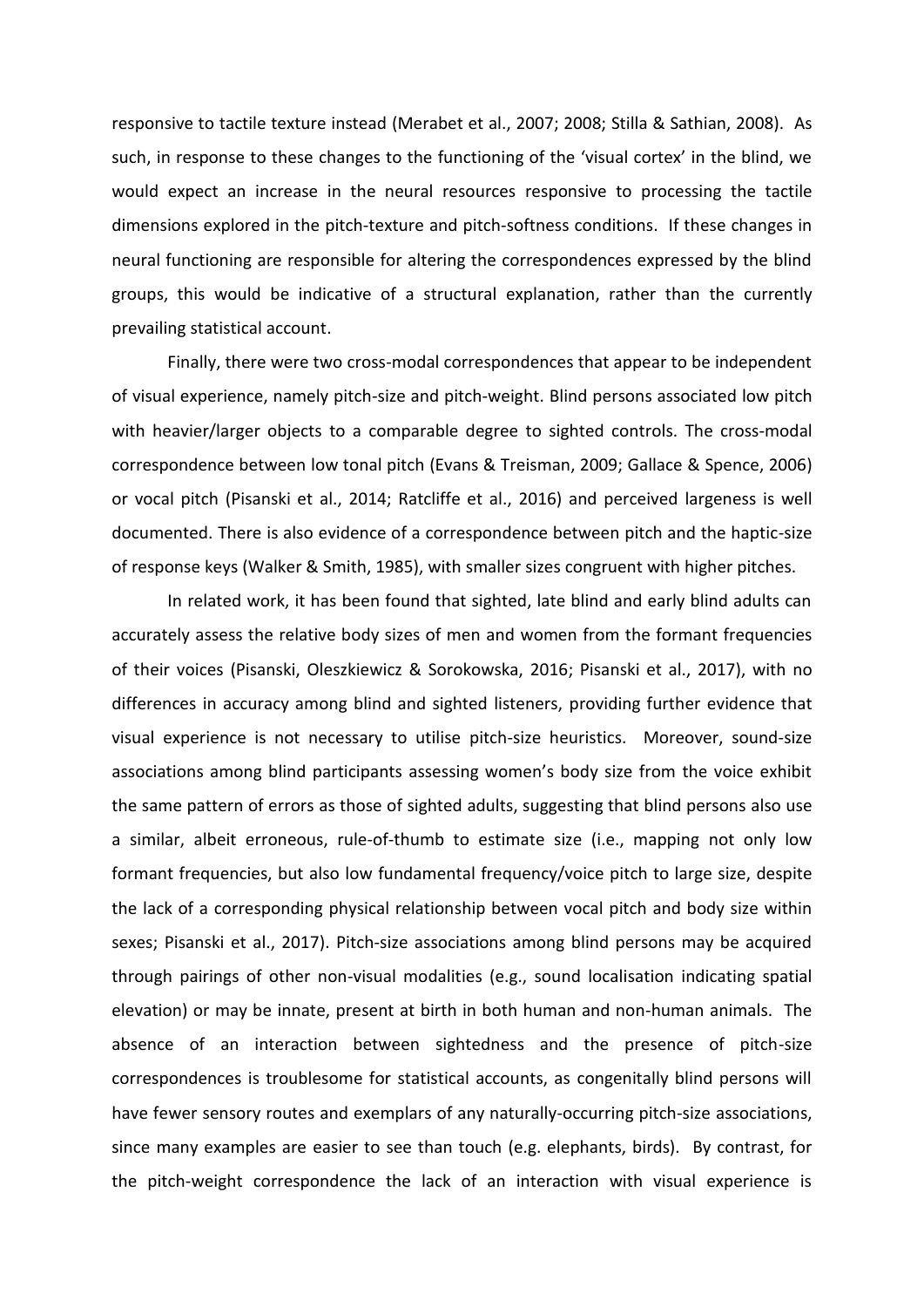responsive to tactile texture instead (Merabet et al., 2007; 2008; Stilla & Sathian, 2008). As such, in response to these changes to the functioning of the 'visual cortex' in the blind, we would expect an increase in the neural resources responsive to processing the tactile dimensions explored in the pitch-texture and pitch-softness conditions. If these changes in neural functioning are responsible for altering the correspondences expressed by the blind groups, this would be indicative of a structural explanation, rather than the currently prevailing statistical account.

Finally, there were two cross-modal correspondences that appear to be independent of visual experience, namely pitch-size and pitch-weight. Blind persons associated low pitch with heavier/larger objects to a comparable degree to sighted controls. The cross-modal correspondence between low tonal pitch (Evans & Treisman, 2009; Gallace & Spence, 2006) or vocal pitch (Pisanski et al., 2014; Ratcliffe et al., 2016) and perceived largeness is well documented. There is also evidence of a correspondence between pitch and the haptic-size of response keys (Walker & Smith, 1985), with smaller sizes congruent with higher pitches.

In related work, it has been found that sighted, late blind and early blind adults can accurately assess the relative body sizes of men and women from the formant frequencies of their voices (Pisanski, Oleszkiewicz & Sorokowska, 2016; Pisanski et al., 2017), with no differences in accuracy among blind and sighted listeners, providing further evidence that visual experience is not necessary to utilise pitch-size heuristics. Moreover, sound-size associations among blind participants assessing women's body size from the voice exhibit the same pattern of errors as those of sighted adults, suggesting that blind persons also use a similar, albeit erroneous, rule-of-thumb to estimate size (i.e., mapping not only low formant frequencies, but also low fundamental frequency/voice pitch to large size, despite the lack of a corresponding physical relationship between vocal pitch and body size within sexes; Pisanski et al., 2017). Pitch-size associations among blind persons may be acquired through pairings of other non-visual modalities (e.g., sound localisation indicating spatial elevation) or may be innate, present at birth in both human and non-human animals. The absence of an interaction between sightedness and the presence of pitch-size correspondences is troublesome for statistical accounts, as congenitally blind persons will have fewer sensory routes and exemplars of any naturally-occurring pitch-size associations, since many examples are easier to see than touch (e.g. elephants, birds). By contrast, for the pitch-weight correspondence the lack of an interaction with visual experience is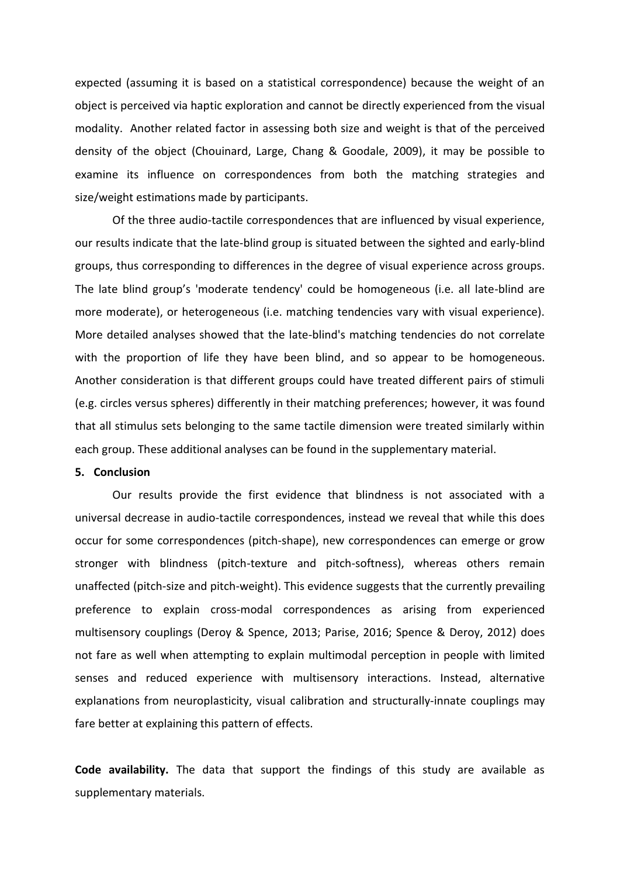expected (assuming it is based on a statistical correspondence) because the weight of an object is perceived via haptic exploration and cannot be directly experienced from the visual modality. Another related factor in assessing both size and weight is that of the perceived density of the object (Chouinard, Large, Chang & Goodale, 2009), it may be possible to examine its influence on correspondences from both the matching strategies and size/weight estimations made by participants.

Of the three audio-tactile correspondences that are influenced by visual experience, our results indicate that the late-blind group is situated between the sighted and early-blind groups, thus corresponding to differences in the degree of visual experience across groups. The late blind group's 'moderate tendency' could be homogeneous (i.e. all late-blind are more moderate), or heterogeneous (i.e. matching tendencies vary with visual experience). More detailed analyses showed that the late-blind's matching tendencies do not correlate with the proportion of life they have been blind, and so appear to be homogeneous. Another consideration is that different groups could have treated different pairs of stimuli (e.g. circles versus spheres) differently in their matching preferences; however, it was found that all stimulus sets belonging to the same tactile dimension were treated similarly within each group. These additional analyses can be found in the supplementary material.

## 5. Conclusion

Our results provide the first evidence that blindness is not associated with a universal decrease in audio-tactile correspondences, instead we reveal that while this does occur for some correspondences (pitch-shape), new correspondences can emerge or grow stronger with blindness (pitch-texture and pitch-softness), whereas others remain unaffected (pitch-size and pitch-weight). This evidence suggests that the currently prevailing preference to explain cross-modal correspondences as arising from experienced multisensory couplings (Deroy & Spence, 2013; Parise, 2016; Spence & Deroy, 2012) does not fare as well when attempting to explain multimodal perception in people with limited senses and reduced experience with multisensory interactions. Instead, alternative explanations from neuroplasticity, visual calibration and structurally-innate couplings may fare better at explaining this pattern of effects.

**Code availability.** The data that support the findings of this study are available as supplementary materials.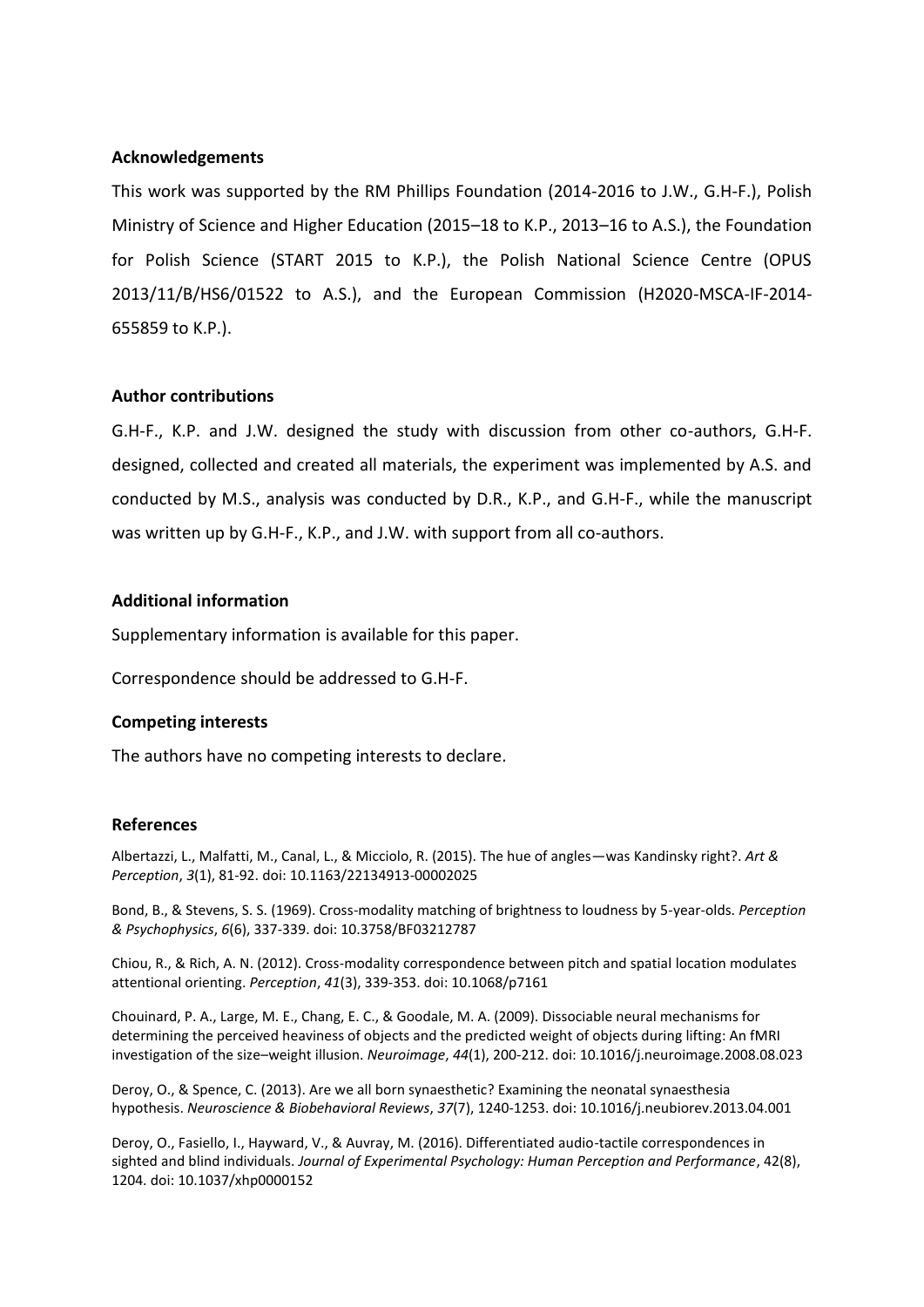**Acknowledgements**

This work was supported by the RM Phillips Foundation (2014-2016 to J.W., G.H-F.), Polish Ministry of Science and Higher Education (2015–18 to K.P., 2013–16 to A.S.), the Foundation for Polish Science (START 2015 to K.P.), the Polish National Science Centre (OPUS 2013/11/B/HS6/01522 to A.S.), and the European Commission (H2020-MSCA-IF-2014-655859 to K.P.).

**Author contributions**

G.H-F., K.P. and J.W. designed the study with discussion from other co-authors, G.H-F. designed, collected and created all materials, the experiment was implemented by A.S. and conducted by M.S., analysis was conducted by D.R., K.P., and G.H-F., while the manuscript was written up by G.H-F., K.P., and J.W. with support from all co-authors.

**Additional information**

Supplementary information is available for this paper.

Correspondence should be addressed to G.H-F.

**Competing interests**

The authors have no competing interests to declare.

**References**

Albertazzi, L., Malfatti, M., Canal, L., & Micciolo, R. (2015). The hue of angles—was Kandinsky right?. *Art & Perception*, *3*(1), 81-92. doi: 10.1163/22134913-00002025

Bond, B., & Stevens, S. S. (1969). Cross-modality matching of brightness to loudness by 5-year-olds. *Perception & Psychophysics*, *6*(6), 337-339. doi: 10.3758/BF03212787

Chiou, R., & Rich, A. N. (2012). Cross-modality correspondence between pitch and spatial location modulates attentional orienting. *Perception*, *41*(3), 339-353. doi: 10.1068/p7161

Chouinard, P. A., Large, M. E., Chang, E. C., & Goodale, M. A. (2009). Dissociable neural mechanisms for determining the perceived heaviness of objects and the predicted weight of objects during lifting: An fMRI investigation of the size–weight illusion. *Neuroimage*, *44*(1), 200-212. doi: 10.1016/j.neuroimage.2008.08.023

Deroy, O., & Spence, C. (2013). Are we all born synaesthetic? Examining the neonatal synaesthesia hypothesis. *Neuroscience & Biobehavioral Reviews*, *37*(7), 1240-1253. doi: 10.1016/j.neubiorev.2013.04.001

Deroy, O., Fasiello, I., Hayward, V., & Auvray, M. (2016). Differentiated audio-tactile correspondences in sighted and blind individuals. *Journal of Experimental Psychology: Human Perception and Performance*, 42(8), 1204. doi: 10.1037/xhp0000152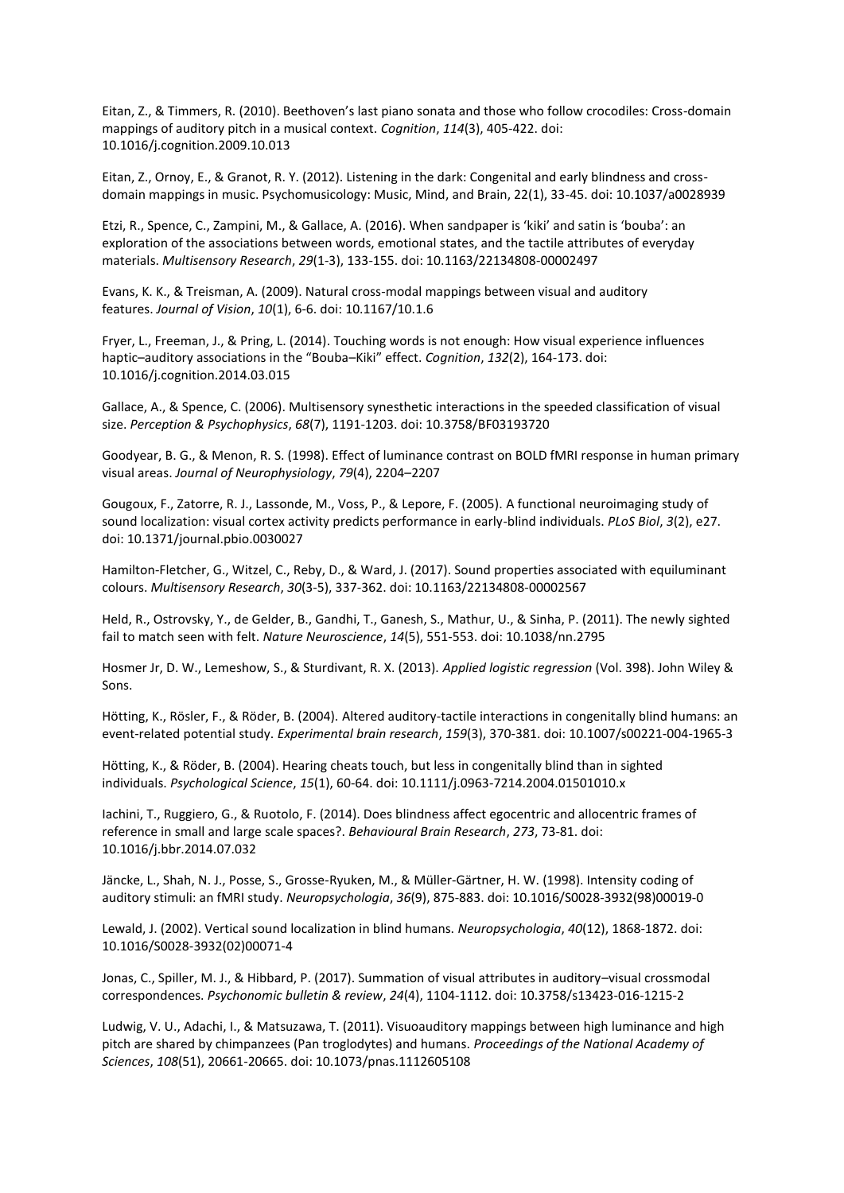Eitan, Z., & Timmers, R. (2010). Beethoven's last piano sonata and those who follow crocodiles: Cross-domain mappings of auditory pitch in a musical context. *Cognition*, *114*(3), 405-422. doi: 10.1016/j.cognition.2009.10.013

Eitan, Z., Ornoy, E., & Granot, R. Y. (2012). Listening in the dark: Congenital and early blindness and cross-domain mappings in music. Psychomusicology: Music, Mind, and Brain, 22(1), 33-45. doi: 10.1037/a0028939

Etzi, R., Spence, C., Zampini, M., & Gallace, A. (2016). When sandpaper is 'kiki' and satin is 'bouba': an exploration of the associations between words, emotional states, and the tactile attributes of everyday materials. *Multisensory Research*, *29*(1-3), 133-155. doi: 10.1163/22134808-00002497

Evans, K. K., & Treisman, A. (2009). Natural cross-modal mappings between visual and auditory features. *Journal of Vision*, *10*(1), 6-6. doi: 10.1167/10.1.6

Fryer, L., Freeman, J., & Pring, L. (2014). Touching words is not enough: How visual experience influences haptic–auditory associations in the "Bouba–Kiki" effect. *Cognition*, *132*(2), 164-173. doi: 10.1016/j.cognition.2014.03.015

Gallace, A., & Spence, C. (2006). Multisensory synesthetic interactions in the speeded classification of visual size. *Perception & Psychophysics*, *68*(7), 1191-1203. doi: 10.3758/BF03193720

Goodyear, B. G., & Menon, R. S. (1998). Effect of luminance contrast on BOLD fMRI response in human primary visual areas. *Journal of Neurophysiology*, *79*(4), 2204–2207

Gougoux, F., Zatorre, R. J., Lassonde, M., Voss, P., & Lepore, F. (2005). A functional neuroimaging study of sound localization: visual cortex activity predicts performance in early-blind individuals. *PLoS Biol*, *3*(2), e27. doi: 10.1371/journal.pbio.0030027

Hamilton-Fletcher, G., Witzel, C., Reby, D., & Ward, J. (2017). Sound properties associated with equiluminant colours. *Multisensory Research*, *30*(3-5), 337-362. doi: 10.1163/22134808-00002567

Held, R., Ostrovsky, Y., de Gelder, B., Gandhi, T., Ganesh, S., Mathur, U., & Sinha, P. (2011). The newly sighted fail to match seen with felt. *Nature Neuroscience*, *14*(5), 551-553. doi: 10.1038/nn.2795

Hosmer Jr, D. W., Lemeshow, S., & Sturdivant, R. X. (2013). *Applied logistic regression* (Vol. 398). John Wiley & Sons.

Hötting, K., Rösler, F., & Röder, B. (2004). Altered auditory-tactile interactions in congenitally blind humans: an event-related potential study. *Experimental brain research*, *159*(3), 370-381. doi: 10.1007/s00221-004-1965-3

Hötting, K., & Röder, B. (2004). Hearing cheats touch, but less in congenitally blind than in sighted individuals. *Psychological Science*, *15*(1), 60-64. doi: 10.1111/j.0963-7214.2004.01501010.x

Iachini, T., Ruggiero, G., & Ruotolo, F. (2014). Does blindness affect egocentric and allocentric frames of reference in small and large scale spaces?. *Behavioural Brain Research*, *273*, 73-81. doi: 10.1016/j.bbr.2014.07.032

Jäncke, L., Shah, N. J., Posse, S., Grosse-Ryuken, M., & Müller-Gärtner, H. W. (1998). Intensity coding of auditory stimuli: an fMRI study. *Neuropsychologia*, *36*(9), 875-883. doi: 10.1016/S0028-3932(98)00019-0

Lewald, J. (2002). Vertical sound localization in blind humans. *Neuropsychologia*, *40*(12), 1868-1872. doi: 10.1016/S0028-3932(02)00071-4

Jonas, C., Spiller, M. J., & Hibbard, P. (2017). Summation of visual attributes in auditory–visual crossmodal correspondences. *Psychonomic bulletin & review*, *24*(4), 1104-1112. doi: 10.3758/s13423-016-1215-2

Ludwig, V. U., Adachi, I., & Matsuzawa, T. (2011). Visuoauditory mappings between high luminance and high pitch are shared by chimpanzees (Pan troglodytes) and humans. *Proceedings of the National Academy of Sciences*, *108*(51), 20661-20665. doi: 10.1073/pnas.1112605108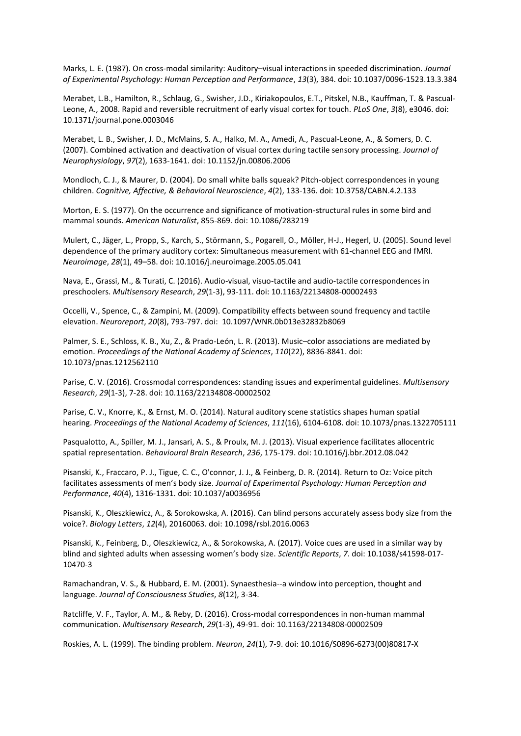Marks, L. E. (1987). On cross-modal similarity: Auditory–visual interactions in speeded discrimination. *Journal of Experimental Psychology: Human Perception and Performance*, *13*(3), 384. doi: 10.1037/0096-1523.13.3.384

Merabet, L.B., Hamilton, R., Schlaug, G., Swisher, J.D., Kiriakopoulos, E.T., Pitskel, N.B., Kauffman, T. & Pascual-Leone, A., 2008. Rapid and reversible recruitment of early visual cortex for touch. *PLoS One*, *3*(8), e3046. doi: 10.1371/journal.pone.0003046

Merabet, L. B., Swisher, J. D., McMains, S. A., Halko, M. A., Amedi, A., Pascual-Leone, A., & Somers, D. C. (2007). Combined activation and deactivation of visual cortex during tactile sensory processing. *Journal of Neurophysiology*, *97*(2), 1633-1641. doi: 10.1152/jn.00806.2006

Mondloch, C. J., & Maurer, D. (2004). Do small white balls squeak? Pitch-object correspondences in young children. *Cognitive, Affective, & Behavioral Neuroscience*, *4*(2), 133-136. doi: 10.3758/CABN.4.2.133

Morton, E. S. (1977). On the occurrence and significance of motivation-structural rules in some bird and mammal sounds. *American Naturalist*, 855-869. doi: 10.1086/283219

Mulert, C., Jäger, L., Propp, S., Karch, S., Störmann, S., Pogarell, O., Möller, H-J., Hegerl, U. (2005). Sound level dependence of the primary auditory cortex: Simultaneous measurement with 61-channel EEG and fMRI. *Neuroimage*, *28*(1), 49–58. doi: 10.1016/j.neuroimage.2005.05.041

Nava, E., Grassi, M., & Turati, C. (2016). Audio-visual, visuo-tactile and audio-tactile correspondences in preschoolers. *Multisensory Research*, *29*(1-3), 93-111. doi: 10.1163/22134808-00002493

Occelli, V., Spence, C., & Zampini, M. (2009). Compatibility effects between sound frequency and tactile elevation. *Neuroreport*, *20*(8), 793-797. doi: 10.1097/WNR.0b013e32832b8069

Palmer, S. E., Schloss, K. B., Xu, Z., & Prado-León, L. R. (2013). Music–color associations are mediated by emotion. *Proceedings of the National Academy of Sciences*, *110*(22), 8836-8841. doi: 10.1073/pnas.1212562110

Parise, C. V. (2016). Crossmodal correspondences: standing issues and experimental guidelines. *Multisensory Research*, *29*(1-3), 7-28. doi: 10.1163/22134808-00002502

Parise, C. V., Knorre, K., & Ernst, M. O. (2014). Natural auditory scene statistics shapes human spatial hearing. *Proceedings of the National Academy of Sciences*, *111*(16), 6104-6108. doi: 10.1073/pnas.1322705111

Pasqualotto, A., Spiller, M. J., Jansari, A. S., & Proulx, M. J. (2013). Visual experience facilitates allocentric spatial representation. *Behavioural Brain Research*, *236*, 175-179. doi: 10.1016/j.bbr.2012.08.042

Pisanski, K., Fraccaro, P. J., Tigue, C. C., O'connor, J. J., & Feinberg, D. R. (2014). Return to Oz: Voice pitch facilitates assessments of men's body size. *Journal of Experimental Psychology: Human Perception and Performance*, *40*(4), 1316-1331. doi: 10.1037/a0036956

Pisanski, K., Oleszkiewicz, A., & Sorokowska, A. (2016). Can blind persons accurately assess body size from the voice?. *Biology Letters*, *12*(4), 20160063. doi: 10.1098/rsbl.2016.0063

Pisanski, K., Feinberg, D., Oleszkiewicz, A., & Sorokowska, A. (2017). Voice cues are used in a similar way by blind and sighted adults when assessing women's body size. *Scientific Reports*, *7*. doi: 10.1038/s41598-017-10470-3

Ramachandran, V. S., & Hubbard, E. M. (2001). Synaesthesia--a window into perception, thought and language. *Journal of Consciousness Studies*, *8*(12), 3-34.

Ratcliffe, V. F., Taylor, A. M., & Reby, D. (2016). Cross-modal correspondences in non-human mammal communication. *Multisensory Research*, *29*(1-3), 49-91. doi: 10.1163/22134808-00002509

Roskies, A. L. (1999). The binding problem. *Neuron*, *24*(1), 7-9. doi: 10.1016/S0896-6273(00)80817-X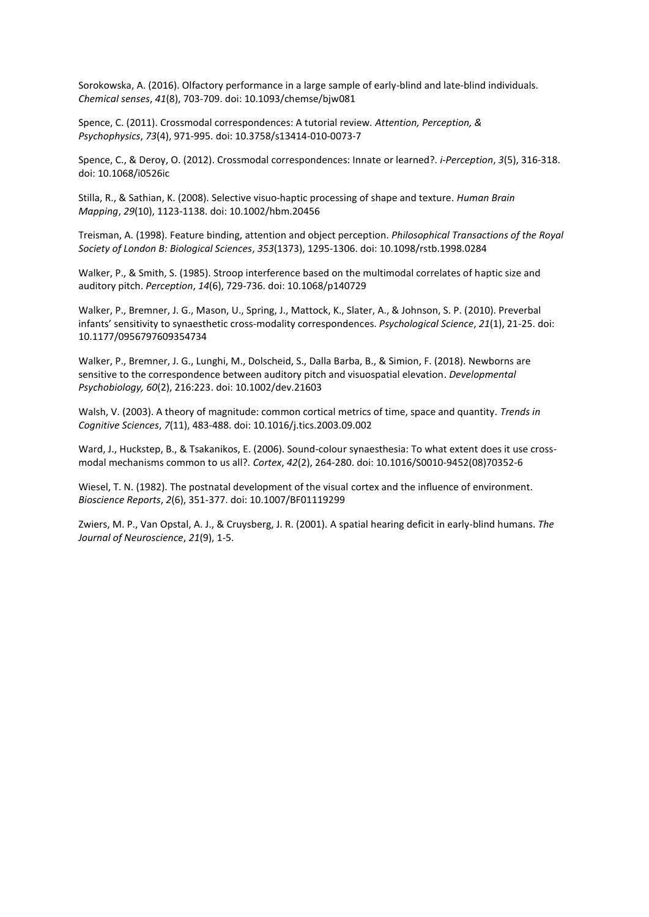Sorokowska, A. (2016). Olfactory performance in a large sample of early-blind and late-blind individuals. *Chemical senses*, *41*(8), 703-709. doi: 10.1093/chemse/bjw081

Spence, C. (2011). Crossmodal correspondences: A tutorial review. *Attention, Perception, & Psychophysics*, *73*(4), 971-995. doi: 10.3758/s13414-010-0073-7

Spence, C., & Deroy, O. (2012). Crossmodal correspondences: Innate or learned?. *i-Perception*, *3*(5), 316-318. doi: 10.1068/i0526ic

Stilla, R., & Sathian, K. (2008). Selective visuo-haptic processing of shape and texture. *Human Brain Mapping*, *29*(10), 1123-1138. doi: 10.1002/hbm.20456

Treisman, A. (1998). Feature binding, attention and object perception. *Philosophical Transactions of the Royal Society of London B: Biological Sciences*, *353*(1373), 1295-1306. doi: 10.1098/rstb.1998.0284

Walker, P., & Smith, S. (1985). Stroop interference based on the multimodal correlates of haptic size and auditory pitch. *Perception*, *14*(6), 729-736. doi: 10.1068/p140729

Walker, P., Bremner, J. G., Mason, U., Spring, J., Mattock, K., Slater, A., & Johnson, S. P. (2010). Preverbal infants' sensitivity to synaesthetic cross-modality correspondences. *Psychological Science*, *21*(1), 21-25. doi: 10.1177/0956797609354734

Walker, P., Bremner, J. G., Lunghi, M., Dolscheid, S., Dalla Barba, B., & Simion, F. (2018). Newborns are sensitive to the correspondence between auditory pitch and visuospatial elevation. *Developmental Psychobiology, 60*(2), 216:223. doi: 10.1002/dev.21603

Walsh, V. (2003). A theory of magnitude: common cortical metrics of time, space and quantity. *Trends in Cognitive Sciences*, *7*(11), 483-488. doi: 10.1016/j.tics.2003.09.002

Ward, J., Huckstep, B., & Tsakanikos, E. (2006). Sound-colour synaesthesia: To what extent does it use cross-modal mechanisms common to us all?. *Cortex*, *42*(2), 264-280. doi: 10.1016/S0010-9452(08)70352-6

Wiesel, T. N. (1982). The postnatal development of the visual cortex and the influence of environment. *Bioscience Reports*, *2*(6), 351-377. doi: 10.1007/BF01119299

Zwiers, M. P., Van Opstal, A. J., & Cruysberg, J. R. (2001). A spatial hearing deficit in early-blind humans. *The Journal of Neuroscience*, *21*(9), 1-5.